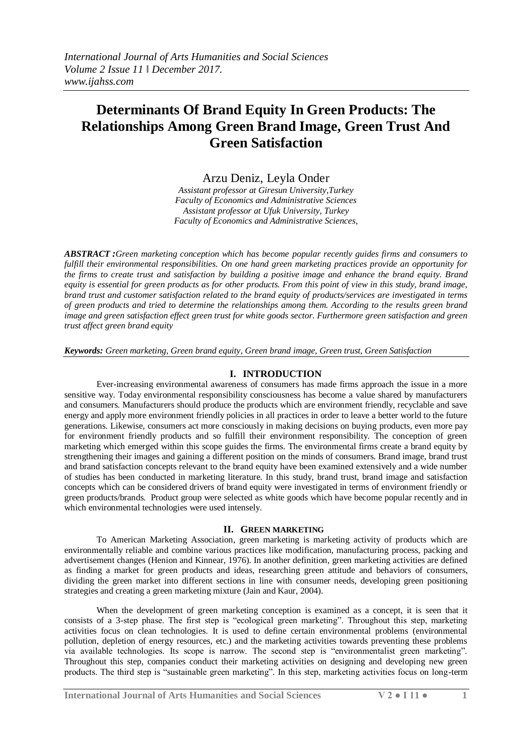# Determinants Of Brand Equity In Green Products: The Relationships Among Green Brand Image, Green Trust And Green Satisfaction

Arzu Deniz, Leyla Onder

*Assistant professor at Giresun University,Turkey*
*Faculty of Economics and Administrative Sciences*
*Assistant professor at Ufuk University, Turkey*
*Faculty of Economics and Administrative Sciences,*

***ABSTRACT :****Green marketing conception which has become popular recently guides firms and consumers to fulfill their environmental responsibilities. On one hand green marketing practices provide an opportunity for the firms to create trust and satisfaction by building a positive image and enhance the brand equity. Brand equity is essential for green products as for other products. From this point of view in this study, brand image, brand trust and customer satisfaction related to the brand equity of products/services are investigated in terms of green products and tried to determine the relationships among them. According to the results green brand image and green satisfaction effect green trust for white goods sector. Furthermore green satisfaction and green trust affect green brand equity*

***Keywords:*** *Green marketing, Green brand equity, Green brand image, Green trust, Green Satisfaction*

## I. INTRODUCTION

Ever-increasing environmental awareness of consumers has made firms approach the issue in a more sensitive way. Today environmental responsibility consciousness has become a value shared by manufacturers and consumers. Manufacturers should produce the products which are environment friendly, recyclable and save energy and apply more environment friendly policies in all practices in order to leave a better world to the future generations. Likewise, consumers act more consciously in making decisions on buying products, even more pay for environment friendly products and so fulfill their environment responsibility. The conception of green marketing which emerged within this scope guides the firms. The environmental firms create a brand equity by strengthening their images and gaining a different position on the minds of consumers. Brand image, brand trust and brand satisfaction concepts relevant to the brand equity have been examined extensively and a wide number of studies has been conducted in marketing literature. In this study, brand trust, brand image and satisfaction concepts which can be considered drivers of brand equity were investigated in terms of environment friendly or green products/brands. Product group were selected as white goods which have become popular recently and in which environmental technologies were used intensely.

## II. GREEN MARKETING

To American Marketing Association, green marketing is marketing activity of products which are environmentally reliable and combine various practices like modification, manufacturing process, packing and advertisement changes (Henion and Kinnear, 1976). In another definition, green marketing activities are defined as finding a market for green products and ideas, researching green attitude and behaviors of consumers, dividing the green market into different sections in line with consumer needs, developing green positioning strategies and creating a green marketing mixture (Jain and Kaur, 2004).

When the development of green marketing conception is examined as a concept, it is seen that it consists of a 3-step phase. The first step is "ecological green marketing". Throughout this step, marketing activities focus on clean technologies. It is used to define certain environmental problems (environmental pollution, depletion of energy resources, etc.) and the marketing activities towards preventing these problems via available technologies. Its scope is narrow. The second step is "environmentalist green marketing". Throughout this step, companies conduct their marketing activities on designing and developing new green products. The third step is "sustainable green marketing". In this step, marketing activities focus on long-term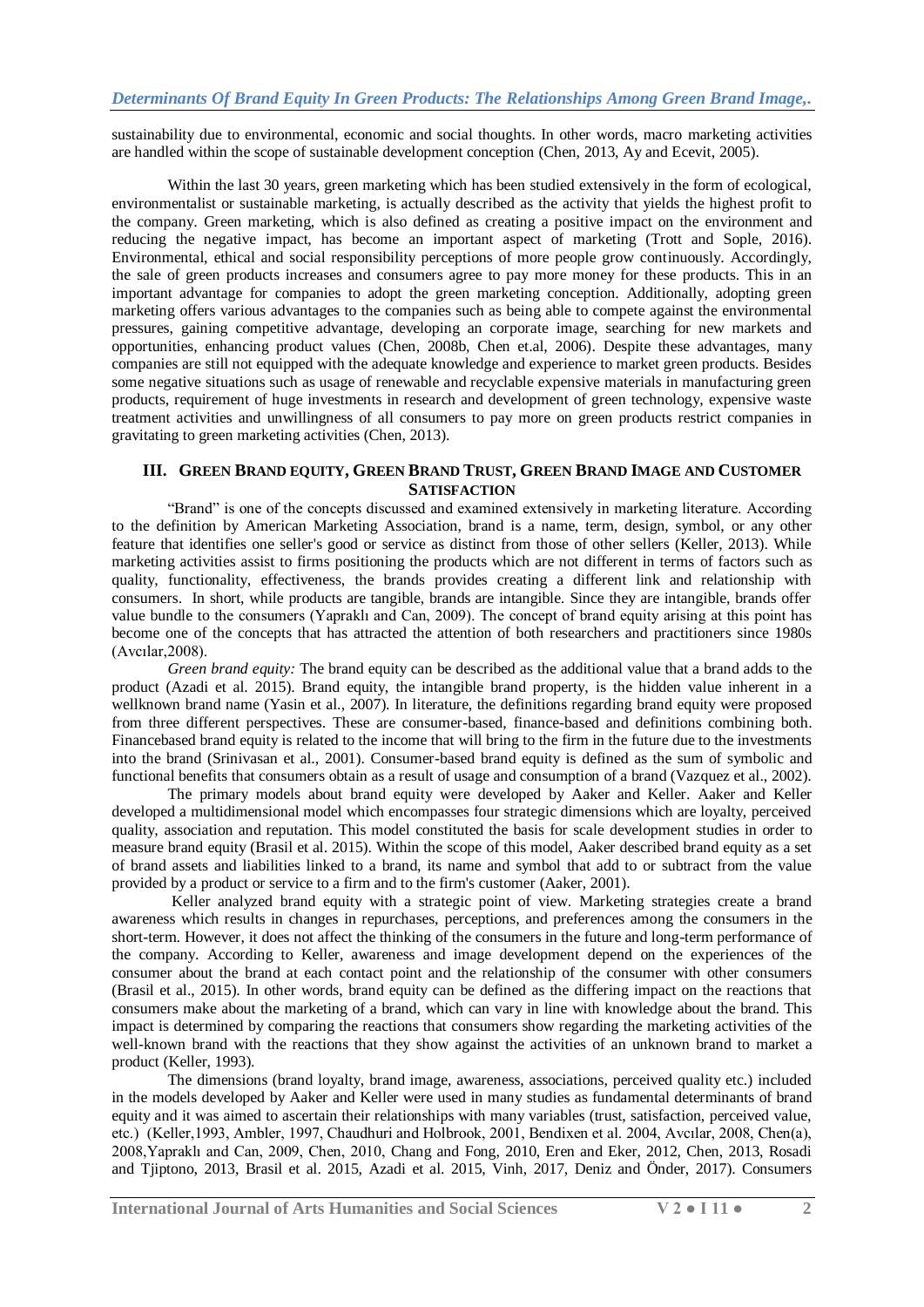sustainability due to environmental, economic and social thoughts. In other words, macro marketing activities are handled within the scope of sustainable development conception (Chen, 2013, Ay and Ecevit, 2005).

Within the last 30 years, green marketing which has been studied extensively in the form of ecological, environmentalist or sustainable marketing, is actually described as the activity that yields the highest profit to the company. Green marketing, which is also defined as creating a positive impact on the environment and reducing the negative impact, has become an important aspect of marketing (Trott and Sople, 2016). Environmental, ethical and social responsibility perceptions of more people grow continuously. Accordingly, the sale of green products increases and consumers agree to pay more money for these products. This in an important advantage for companies to adopt the green marketing conception. Additionally, adopting green marketing offers various advantages to the companies such as being able to compete against the environmental pressures, gaining competitive advantage, developing an corporate image, searching for new markets and opportunities, enhancing product values (Chen, 2008b, Chen et.al, 2006). Despite these advantages, many companies are still not equipped with the adequate knowledge and experience to market green products. Besides some negative situations such as usage of renewable and recyclable expensive materials in manufacturing green products, requirement of huge investments in research and development of green technology, expensive waste treatment activities and unwillingness of all consumers to pay more on green products restrict companies in gravitating to green marketing activities (Chen, 2013).

## III. GREEN BRAND EQUITY, GREEN BRAND TRUST, GREEN BRAND IMAGE AND CUSTOMER SATISFACTION

"Brand" is one of the concepts discussed and examined extensively in marketing literature. According to the definition by American Marketing Association, brand is a name, term, design, symbol, or any other feature that identifies one seller's good or service as distinct from those of other sellers (Keller, 2013). While marketing activities assist to firms positioning the products which are not different in terms of factors such as quality, functionality, effectiveness, the brands provides creating a different link and relationship with consumers. In short, while products are tangible, brands are intangible. Since they are intangible, brands offer value bundle to the consumers (Yapraklı and Can, 2009). The concept of brand equity arising at this point has become one of the concepts that has attracted the attention of both researchers and practitioners since 1980s (Avcılar,2008).

*Green brand equity:* The brand equity can be described as the additional value that a brand adds to the product (Azadi et al. 2015). Brand equity, the intangible brand property, is the hidden value inherent in a wellknown brand name (Yasin et al., 2007). In literature, the definitions regarding brand equity were proposed from three different perspectives. These are consumer-based, finance-based and definitions combining both. Financebased brand equity is related to the income that will bring to the firm in the future due to the investments into the brand (Srinivasan et al., 2001). Consumer-based brand equity is defined as the sum of symbolic and functional benefits that consumers obtain as a result of usage and consumption of a brand (Vazquez et al., 2002).

The primary models about brand equity were developed by Aaker and Keller. Aaker and Keller developed a multidimensional model which encompasses four strategic dimensions which are loyalty, perceived quality, association and reputation. This model constituted the basis for scale development studies in order to measure brand equity (Brasil et al. 2015). Within the scope of this model, Aaker described brand equity as a set of brand assets and liabilities linked to a brand, its name and symbol that add to or subtract from the value provided by a product or service to a firm and to the firm's customer (Aaker, 2001).

Keller analyzed brand equity with a strategic point of view. Marketing strategies create a brand awareness which results in changes in repurchases, perceptions, and preferences among the consumers in the short-term. However, it does not affect the thinking of the consumers in the future and long-term performance of the company. According to Keller, awareness and image development depend on the experiences of the consumer about the brand at each contact point and the relationship of the consumer with other consumers (Brasil et al., 2015). In other words, brand equity can be defined as the differing impact on the reactions that consumers make about the marketing of a brand, which can vary in line with knowledge about the brand. This impact is determined by comparing the reactions that consumers show regarding the marketing activities of the well-known brand with the reactions that they show against the activities of an unknown brand to market a product (Keller, 1993).

The dimensions (brand loyalty, brand image, awareness, associations, perceived quality etc.) included in the models developed by Aaker and Keller were used in many studies as fundamental determinants of brand equity and it was aimed to ascertain their relationships with many variables (trust, satisfaction, perceived value, etc.) (Keller,1993, Ambler, 1997, Chaudhuri and Holbrook, 2001, Bendixen et al. 2004, Avcılar, 2008, Chen(a), 2008,Yapraklı and Can, 2009, Chen, 2010, Chang and Fong, 2010, Eren and Eker, 2012, Chen, 2013, Rosadi and Tjiptono, 2013, Brasil et al. 2015, Azadi et al. 2015, Vinh, 2017, Deniz and Önder, 2017). Consumers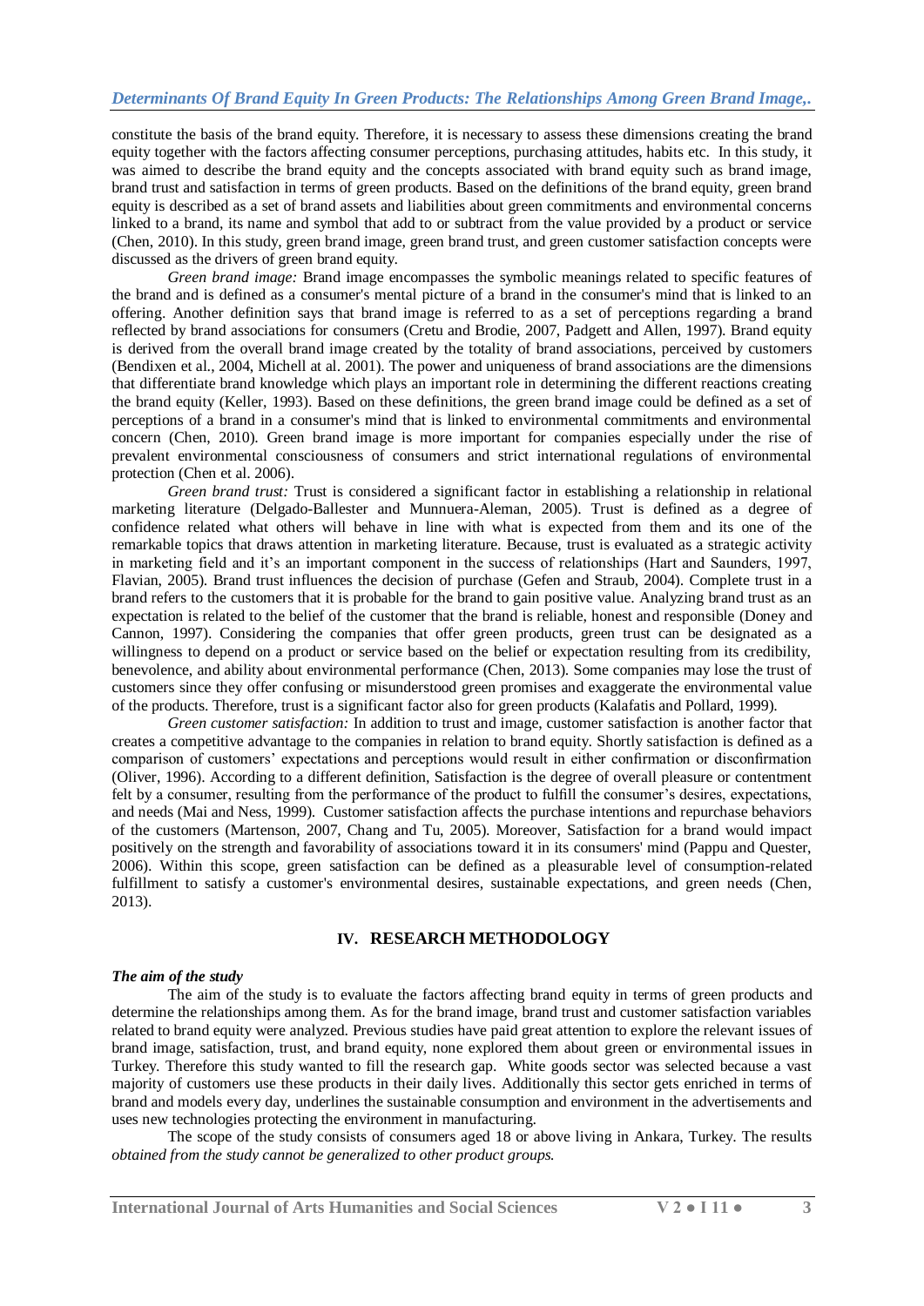constitute the basis of the brand equity. Therefore, it is necessary to assess these dimensions creating the brand equity together with the factors affecting consumer perceptions, purchasing attitudes, habits etc. In this study, it was aimed to describe the brand equity and the concepts associated with brand equity such as brand image, brand trust and satisfaction in terms of green products. Based on the definitions of the brand equity, green brand equity is described as a set of brand assets and liabilities about green commitments and environmental concerns linked to a brand, its name and symbol that add to or subtract from the value provided by a product or service (Chen, 2010). In this study, green brand image, green brand trust, and green customer satisfaction concepts were discussed as the drivers of green brand equity.

*Green brand image:* Brand image encompasses the symbolic meanings related to specific features of the brand and is defined as a consumer's mental picture of a brand in the consumer's mind that is linked to an offering. Another definition says that brand image is referred to as a set of perceptions regarding a brand reflected by brand associations for consumers (Cretu and Brodie, 2007, Padgett and Allen, 1997). Brand equity is derived from the overall brand image created by the totality of brand associations, perceived by customers (Bendixen et al., 2004, Michell at al. 2001). The power and uniqueness of brand associations are the dimensions that differentiate brand knowledge which plays an important role in determining the different reactions creating the brand equity (Keller, 1993). Based on these definitions, the green brand image could be defined as a set of perceptions of a brand in a consumer's mind that is linked to environmental commitments and environmental concern (Chen, 2010). Green brand image is more important for companies especially under the rise of prevalent environmental consciousness of consumers and strict international regulations of environmental protection (Chen et al. 2006).

*Green brand trust:* Trust is considered a significant factor in establishing a relationship in relational marketing literature (Delgado-Ballester and Munnuera-Aleman, 2005). Trust is defined as a degree of confidence related what others will behave in line with what is expected from them and its one of the remarkable topics that draws attention in marketing literature. Because, trust is evaluated as a strategic activity in marketing field and it's an important component in the success of relationships (Hart and Saunders, 1997, Flavian, 2005). Brand trust influences the decision of purchase (Gefen and Straub, 2004). Complete trust in a brand refers to the customers that it is probable for the brand to gain positive value. Analyzing brand trust as an expectation is related to the belief of the customer that the brand is reliable, honest and responsible (Doney and Cannon, 1997). Considering the companies that offer green products, green trust can be designated as a willingness to depend on a product or service based on the belief or expectation resulting from its credibility, benevolence, and ability about environmental performance (Chen, 2013). Some companies may lose the trust of customers since they offer confusing or misunderstood green promises and exaggerate the environmental value of the products. Therefore, trust is a significant factor also for green products (Kalafatis and Pollard, 1999).

*Green customer satisfaction:* In addition to trust and image, customer satisfaction is another factor that creates a competitive advantage to the companies in relation to brand equity. Shortly satisfaction is defined as a comparison of customers' expectations and perceptions would result in either confirmation or disconfirmation (Oliver, 1996). According to a different definition, Satisfaction is the degree of overall pleasure or contentment felt by a consumer, resulting from the performance of the product to fulfill the consumer's desires, expectations, and needs (Mai and Ness, 1999). Customer satisfaction affects the purchase intentions and repurchase behaviors of the customers (Martenson, 2007, Chang and Tu, 2005). Moreover, Satisfaction for a brand would impact positively on the strength and favorability of associations toward it in its consumers' mind (Pappu and Quester, 2006). Within this scope, green satisfaction can be defined as a pleasurable level of consumption-related fulfillment to satisfy a customer's environmental desires, sustainable expectations, and green needs (Chen, 2013).

## IV. RESEARCH METHODOLOGY

### *The aim of the study*

The aim of the study is to evaluate the factors affecting brand equity in terms of green products and determine the relationships among them. As for the brand image, brand trust and customer satisfaction variables related to brand equity were analyzed. Previous studies have paid great attention to explore the relevant issues of brand image, satisfaction, trust, and brand equity, none explored them about green or environmental issues in Turkey. Therefore this study wanted to fill the research gap. White goods sector was selected because a vast majority of customers use these products in their daily lives. Additionally this sector gets enriched in terms of brand and models every day, underlines the sustainable consumption and environment in the advertisements and uses new technologies protecting the environment in manufacturing.

The scope of the study consists of consumers aged 18 or above living in Ankara, Turkey. The results *obtained from the study cannot be generalized to other product groups.*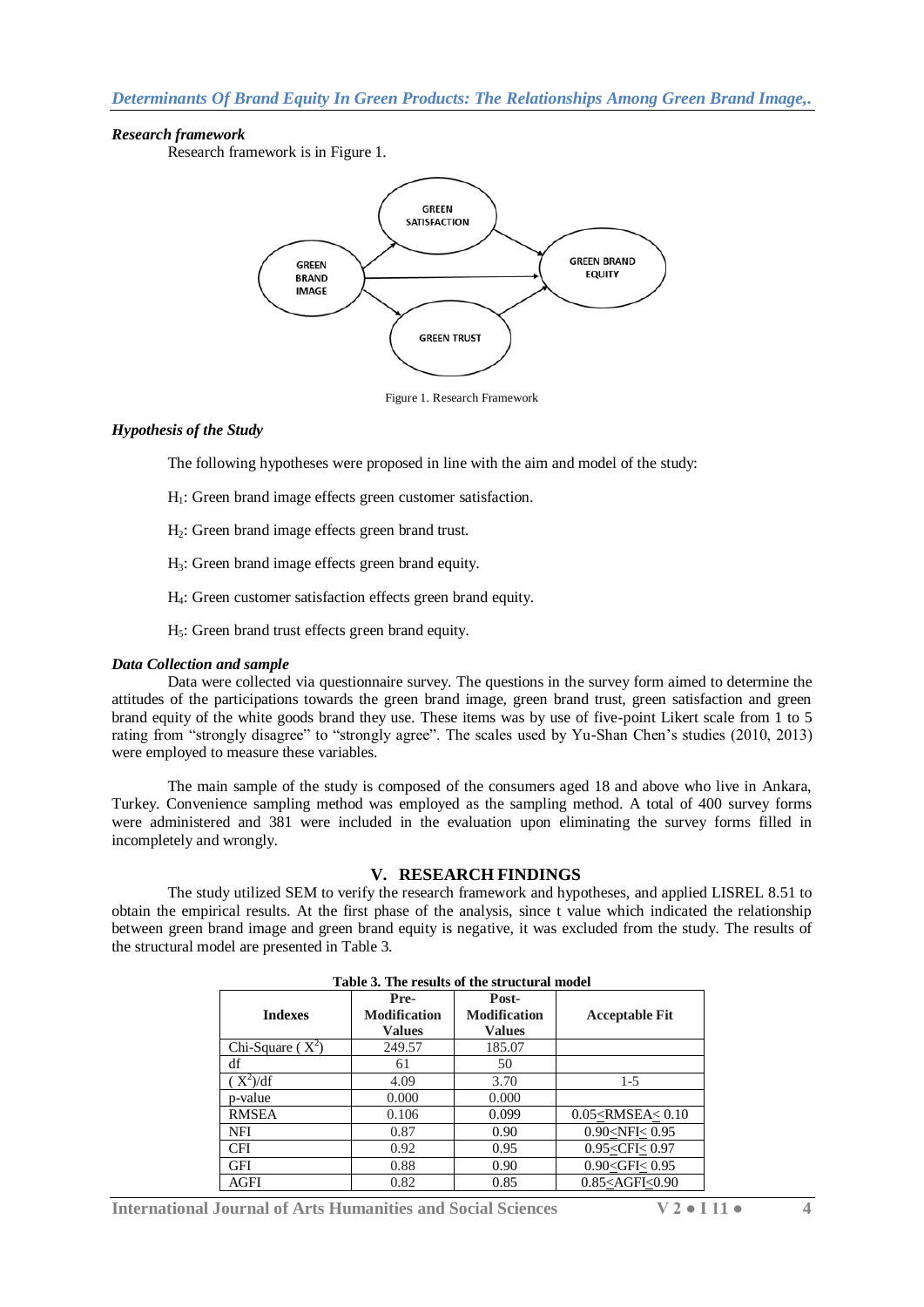### *Research framework*

Research framework is in Figure 1.

Figure 1. Research Framework

### *Hypothesis of the Study*

The following hypotheses were proposed in line with the aim and model of the study:

$H_1$: Green brand image effects green customer satisfaction.

$H_2$: Green brand image effects green brand trust.

$H_3$: Green brand image effects green brand equity.

$H_4$: Green customer satisfaction effects green brand equity.

$H_5$: Green brand trust effects green brand equity.

### *Data Collection and sample*

Data were collected via questionnaire survey. The questions in the survey form aimed to determine the attitudes of the participations towards the green brand image, green brand trust, green satisfaction and green brand equity of the white goods brand they use. These items was by use of five-point Likert scale from 1 to 5 rating from "strongly disagree" to "strongly agree". The scales used by Yu-Shan Chen's studies (2010, 2013) were employed to measure these variables.

The main sample of the study is composed of the consumers aged 18 and above who live in Ankara, Turkey. Convenience sampling method was employed as the sampling method. A total of 400 survey forms were administered and 381 were included in the evaluation upon eliminating the survey forms filled in incompletely and wrongly.

## V. RESEARCH FINDINGS

The study utilized SEM to verify the research framework and hypotheses, and applied LISREL 8.51 to obtain the empirical results. At the first phase of the analysis, since t value which indicated the relationship between green brand image and green brand equity is negative, it was excluded from the study. The results of the structural model are presented in Table 3.

**Table 3. The results of the structural model**

| Indexes | Pre-Modification Values | Post-Modification Values | Acceptable Fit |
|---|---|---|---|
| Chi-Square ( $X^2$) | 249.57 | 185.07 | |
| df | 61 | 50 | |
| ( $X^2$)/df | 4.09 | 3.70 | 1-5 |
| p-value | 0.000 | 0.000 | |
| RMSEA | 0.106 | 0.099 | $0.05<RMSEA\leq 0.10$ |
| NFI | 0.87 | 0.90 | $0.90\leq NFI\leq 0.95$ |
| CFI | 0.92 | 0.95 | $0.95\leq CFI\leq 0.97$ |
| GFI | 0.88 | 0.90 | $0.90\leq GFI\leq 0.95$ |
| AGFI | 0.82 | 0.85 | $0.85\leq AGFI\leq 0.90$ |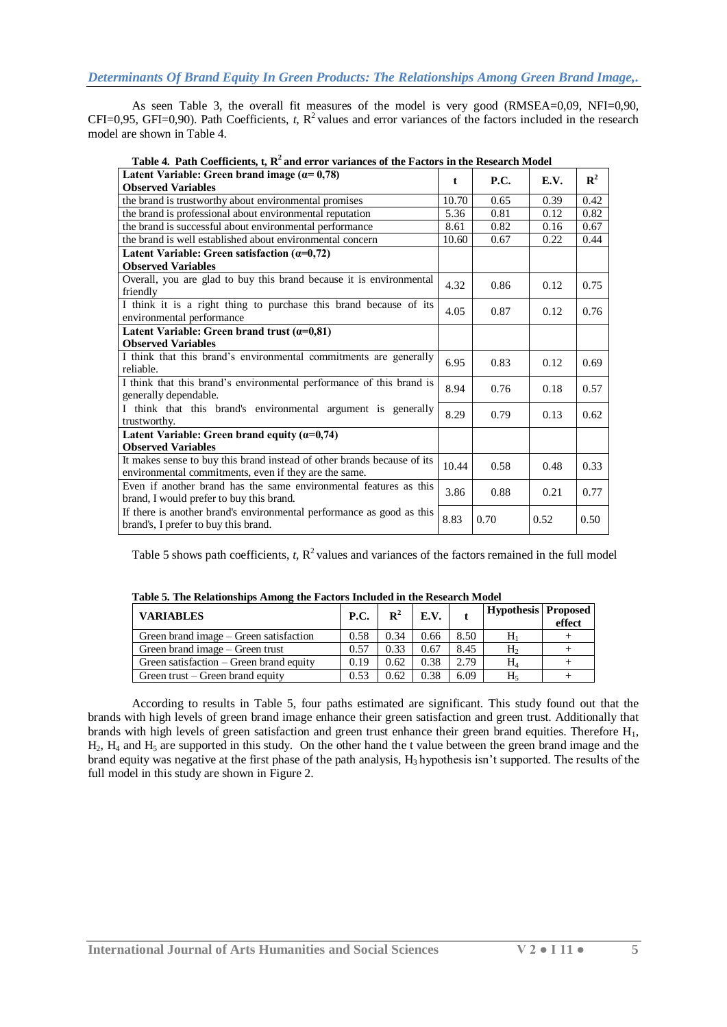As seen Table 3, the overall fit measures of the model is very good (RMSEA=0,09, NFI=0,90, CFI=0,95, GFI=0,90). Path Coefficients, *t*, $R^2$ values and error variances of the factors included in the research model are shown in Table 4.

**Table 4. Path Coefficients, t, $R^2$ and error variances of the Factors in the Research Model**

| Latent Variable: Green brand image (α= 0,78) Observed Variables | t | P.C. | E.V. | $R^2$ |
|---|---|---|---|---|
| the brand is trustworthy about environmental promises | 10.70 | 0.65 | 0.39 | 0.42 |
| the brand is professional about environmental reputation | 5.36 | 0.81 | 0.12 | 0.82 |
| the brand is successful about environmental performance | 8.61 | 0.82 | 0.16 | 0.67 |
| the brand is well established about environmental concern | 10.60 | 0.67 | 0.22 | 0.44 |
| **Latent Variable: Green brand satisfaction (α=0,72) Observed Variables** | | | | |
| Overall, you are glad to buy this brand because it is environmental friendly | 4.32 | 0.86 | 0.12 | 0.75 |
| I think it is a right thing to purchase this brand because of its environmental performance | 4.05 | 0.87 | 0.12 | 0.76 |
| **Latent Variable: Green brand trust (α=0,81) Observed Variables** | | | | |
| I think that this brand's environmental commitments are generally reliable. | 6.95 | 0.83 | 0.12 | 0.69 |
| I think that this brand's environmental performance of this brand is generally dependable. | 8.94 | 0.76 | 0.18 | 0.57 |
| I think that this brand's environmental argument is generally trustworthy. | 8.29 | 0.79 | 0.13 | 0.62 |
| **Latent Variable: Green brand equity (α=0,74) Observed Variables** | | | | |
| It makes sense to buy this brand instead of other brands because of its environmental commitments, even if they are the same. | 10.44 | 0.58 | 0.48 | 0.33 |
| Even if another brand has the same environmental features as this brand, I would prefer to buy this brand. | 3.86 | 0.88 | 0.21 | 0.77 |
| If there is another brand's environmental performance as good as this brand's, I prefer to buy this brand. | 8.83 | 0.70 | 0.52 | 0.50 |

Table 5 shows path coefficients, *t*, $R^2$ values and variances of the factors remained in the full model

**Table 5. The Relationships Among the Factors Included in the Research Model**

| VARIABLES | P.C. | $R^2$ | E.V. | t | Hypothesis | Proposed effect |
|---|---|---|---|---|---|---|
| Green brand image – Green satisfaction | 0.58 | 0.34 | 0.66 | 8.50 | $H_1$ | + |
| Green brand image – Green trust | 0.57 | 0.33 | 0.67 | 8.45 | $H_2$ | + |
| Green satisfaction – Green brand equity | 0.19 | 0.62 | 0.38 | 2.79 | $H_4$ | + |
| Green trust – Green brand equity | 0.53 | 0.62 | 0.38 | 6.09 | $H_5$ | + |

According to results in Table 5, four paths estimated are significant. This study found out that the brands with high levels of green brand image enhance their green satisfaction and green trust. Additionally that brands with high levels of green satisfaction and green trust enhance their green brand equities. Therefore $H_1$, $H_2$, $H_4$ and $H_5$ are supported in this study. On the other hand the t value between the green brand image and the brand equity was negative at the first phase of the path analysis, $H_3$ hypothesis isn't supported. The results of the full model in this study are shown in Figure 2.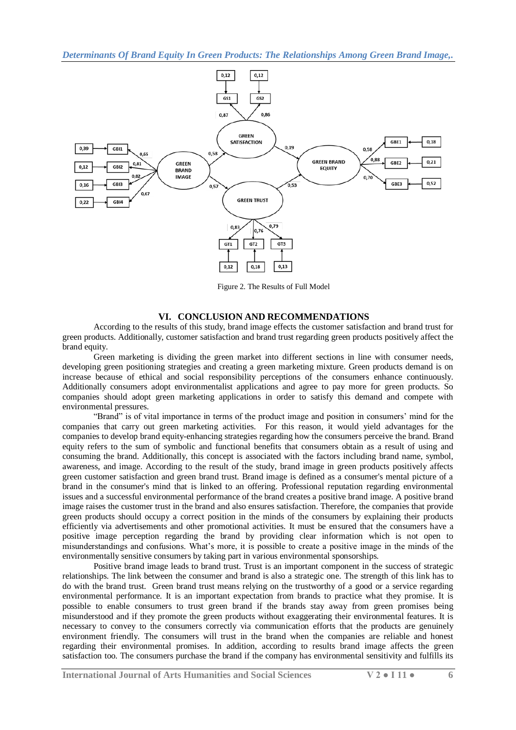Figure 2. The Results of Full Model

## VI. CONCLUSION AND RECOMMENDATIONS

According to the results of this study, brand image effects the customer satisfaction and brand trust for green products. Additionally, customer satisfaction and brand trust regarding green products positively affect the brand equity.

Green marketing is dividing the green market into different sections in line with consumer needs, developing green positioning strategies and creating a green marketing mixture. Green products demand is on increase because of ethical and social responsibility perceptions of the consumers enhance continuously. Additionally consumers adopt environmentalist applications and agree to pay more for green products. So companies should adopt green marketing applications in order to satisfy this demand and compete with environmental pressures.

"Brand" is of vital importance in terms of the product image and position in consumers' mind for the companies that carry out green marketing activities. For this reason, it would yield advantages for the companies to develop brand equity-enhancing strategies regarding how the consumers perceive the brand. Brand equity refers to the sum of symbolic and functional benefits that consumers obtain as a result of using and consuming the brand. Additionally, this concept is associated with the factors including brand name, symbol, awareness, and image. According to the result of the study, brand image in green products positively affects green customer satisfaction and green brand trust. Brand image is defined as a consumer's mental picture of a brand in the consumer's mind that is linked to an offering. Professional reputation regarding environmental issues and a successful environmental performance of the brand creates a positive brand image. A positive brand image raises the customer trust in the brand and also ensures satisfaction. Therefore, the companies that provide green products should occupy a correct position in the minds of the consumers by explaining their products efficiently via advertisements and other promotional activities. It must be ensured that the consumers have a positive image perception regarding the brand by providing clear information which is not open to misunderstandings and confusions. What's more, it is possible to create a positive image in the minds of the environmentally sensitive consumers by taking part in various environmental sponsorships.

Positive brand image leads to brand trust. Trust is an important component in the success of strategic relationships. The link between the consumer and brand is also a strategic one. The strength of this link has to do with the brand trust. Green brand trust means relying on the trustworthy of a good or a service regarding environmental performance. It is an important expectation from brands to practice what they promise. It is possible to enable consumers to trust green brand if the brands stay away from green promises being misunderstood and if they promote the green products without exaggerating their environmental features. It is necessary to convey to the consumers correctly via communication efforts that the products are genuinely environment friendly. The consumers will trust in the brand when the companies are reliable and honest regarding their environmental promises. In addition, according to results brand image affects the green satisfaction too. The consumers purchase the brand if the company has environmental sensitivity and fulfills its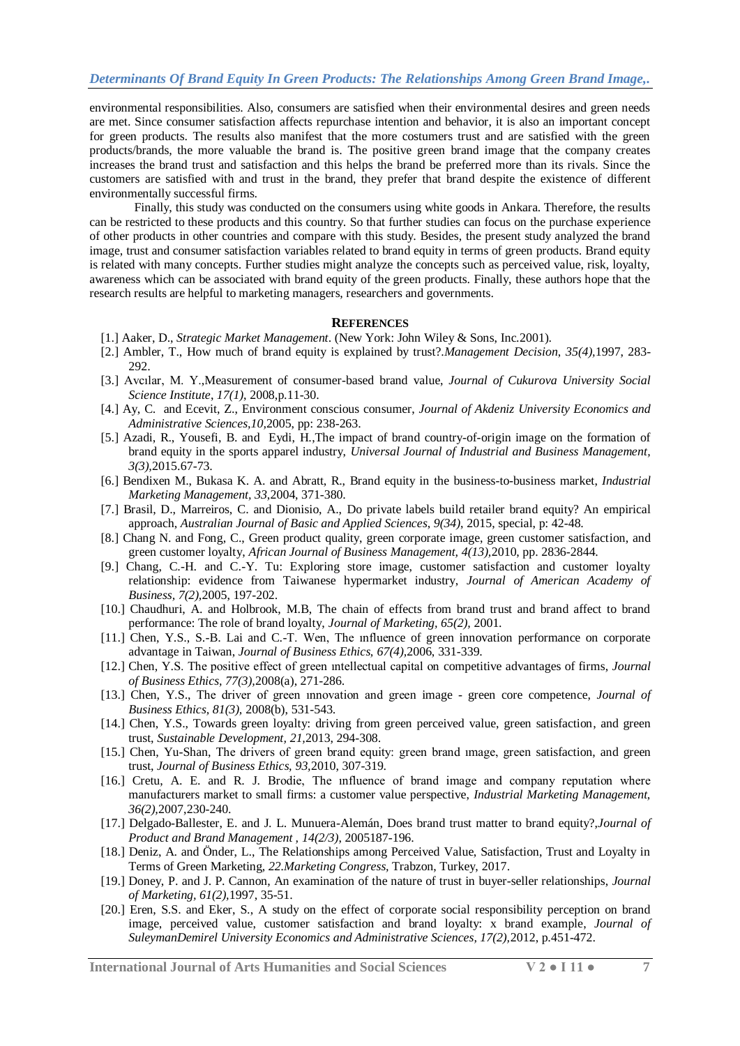environmental responsibilities. Also, consumers are satisfied when their environmental desires and green needs are met. Since consumer satisfaction affects repurchase intention and behavior, it is also an important concept for green products. The results also manifest that the more costumers trust and are satisfied with the green products/brands, the more valuable the brand is. The positive green brand image that the company creates increases the brand trust and satisfaction and this helps the brand be preferred more than its rivals. Since the customers are satisfied with and trust in the brand, they prefer that brand despite the existence of different environmentally successful firms.

Finally, this study was conducted on the consumers using white goods in Ankara. Therefore, the results can be restricted to these products and this country. So that further studies can focus on the purchase experience of other products in other countries and compare with this study. Besides, the present study analyzed the brand image, trust and consumer satisfaction variables related to brand equity in terms of green products. Brand equity is related with many concepts. Further studies might analyze the concepts such as perceived value, risk, loyalty, awareness which can be associated with brand equity of the green products. Finally, these authors hope that the research results are helpful to marketing managers, researchers and governments.

## REFERENCES

[1.] Aaker, D., *Strategic Market Management*. (New York: John Wiley & Sons, Inc.2001).

[2.] Ambler, T., How much of brand equity is explained by trust?.*Management Decision*, *35(4)*,1997, 283-292.

[3.] Avcılar, M. Y.,Measurement of consumer-based brand value, *Journal of Cukurova University Social Science Institute*, *17(1)*, 2008,p.11-30.

[4.] Ay, C. and Ecevit, Z., Environment conscious consumer, *Journal of Akdeniz University Economics and Administrative Sciences*,*10*,2005, pp: 238-263.

[5.] Azadi, R., Yousefi, B. and Eydi, H.,The impact of brand country-of-origin image on the formation of brand equity in the sports apparel industry, *Universal Journal of Industrial and Business Management*, *3(3)*,2015.67-73.

[6.] Bendixen M., Bukasa K. A. and Abratt, R., Brand equity in the business-to-business market, *Industrial Marketing Management*, *33*,2004, 371-380.

[7.] Brasil, D., Marreiros, C. and Dionisio, A., Do private labels build retailer brand equity? An empirical approach, *Australian Journal of Basic and Applied Sciences*, *9(34)*, 2015, special, p: 42-48.

[8.] Chang N. and Fong, C., Green product quality, green corporate image, green customer satisfaction, and green customer loyalty, *African Journal of Business Management*, *4(13)*,2010, pp. 2836-2844.

[9.] Chang, C.-H. and C.-Y. Tu: Exploring store image, customer satisfaction and customer loyalty relationship: evidence from Taiwanese hypermarket industry, *Journal of American Academy of Business*, *7(2)*,2005, 197-202.

[10.] Chaudhuri, A. and Holbrook, M.B, The chain of effects from brand trust and brand affect to brand performance: The role of brand loyalty, *Journal of Marketing*, *65(2)*, 2001.

[11.] Chen, Y.S., S.-B. Lai and C.-T. Wen, The ınfluence of green innovation performance on corporate advantage in Taiwan, *Journal of Business Ethics*, *67(4)*,2006, 331-339.

[12.] Chen, Y.S. The positive effect of green ıntellectual capital on competitive advantages of firms, *Journal of Business Ethics*, *77(3)*,2008(a), 271-286.

[13.] Chen, Y.S., The driver of green ınnovation and green image - green core competence, *Journal of Business Ethics*, *81(3)*, 2008(b), 531-543.

[14.] Chen, Y.S., Towards green loyalty: driving from green perceived value, green satisfaction, and green trust, *Sustainable Development*, *21*,2013, 294-308.

[15.] Chen, Yu-Shan, The drivers of green brand equity: green brand ımage, green satisfaction, and green trust, *Journal of Business Ethics*, *93*,2010, 307-319.

[16.] Cretu, A. E. and R. J. Brodie, The ınfluence of brand image and company reputation where manufacturers market to small firms: a customer value perspective, *Industrial Marketing Management*, *36(2)*,2007,230-240.

[17.] Delgado-Ballester, E. and J. L. Munuera-Alemán, Does brand trust matter to brand equity?,*Journal of Product and Brand Management* , *14(2/3)*, 2005187-196.

[18.] Deniz, A. and Önder, L., The Relationships among Perceived Value, Satisfaction, Trust and Loyalty in Terms of Green Marketing, *22.Marketing Congress*, Trabzon, Turkey, 2017.

[19.] Doney, P. and J. P. Cannon, An examination of the nature of trust in buyer-seller relationships, *Journal of Marketing*, *61(2)*,1997, 35-51.

[20.] Eren, S.S. and Eker, S., A study on the effect of corporate social responsibility perception on brand image, perceived value, customer satisfaction and brand loyalty: x brand example, *Journal of SuleymanDemirel University Economics and Administrative Sciences*, *17(2)*,2012, p.451-472.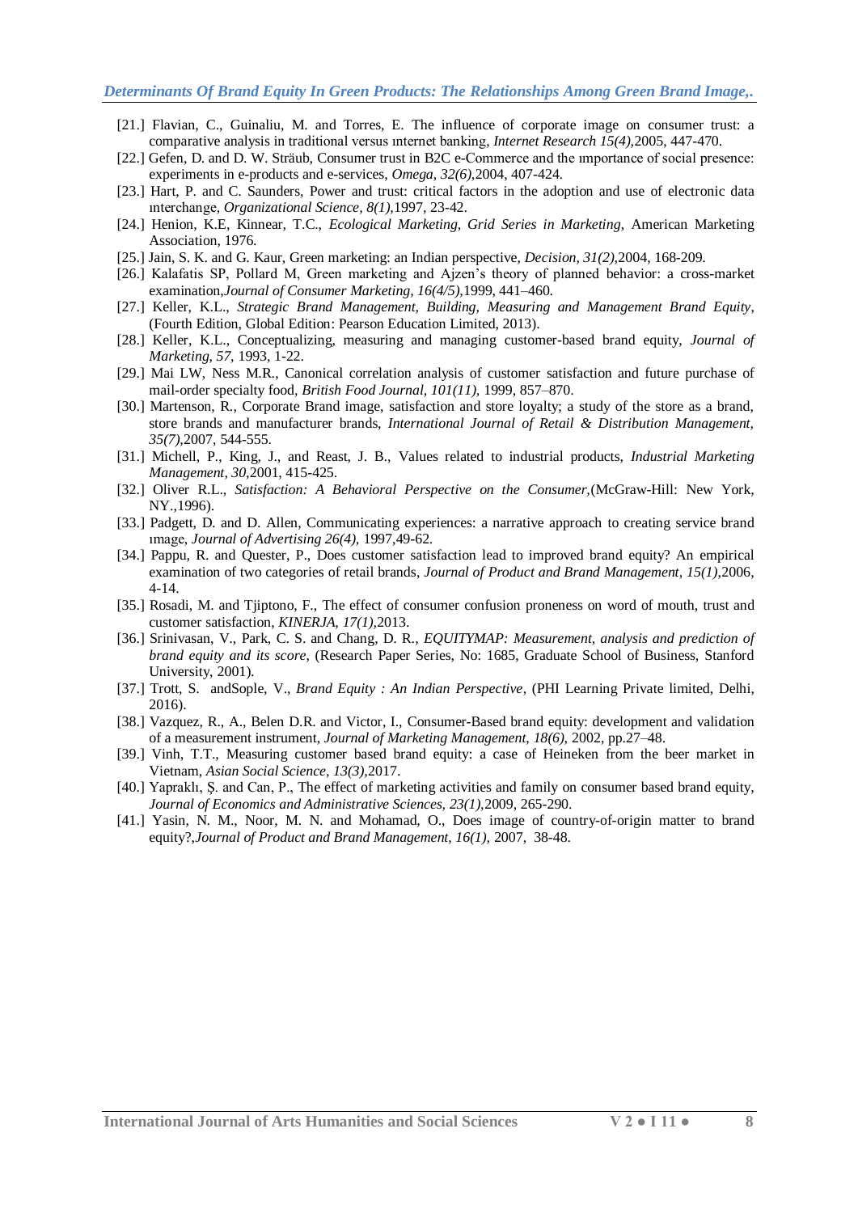[21.] Flavian, C., Guinaliu, M. and Torres, E. The influence of corporate image on consumer trust: a comparative analysis in traditional versus ınternet banking, *Internet Research 15(4)*,2005, 447-470.

[22.] Gefen, D. and D. W. Sträub, Consumer trust in B2C e-Commerce and the ımportance of social presence: experiments in e-products and e-services, *Omega, 32(6)*,2004, 407-424.

[23.] Hart, P. and C. Saunders, Power and trust: critical factors in the adoption and use of electronic data ınterchange, *Organizational Science, 8(1)*,1997, 23-42.

[24.] Henion, K.E, Kinnear, T.C., *Ecological Marketing, Grid Series in Marketing*, American Marketing Association, 1976.

[25.] Jain, S. K. and G. Kaur, Green marketing: an Indian perspective, *Decision, 31(2)*,2004, 168-209.

[26.] Kalafatis SP, Pollard M, Green marketing and Ajzen's theory of planned behavior: a cross-market examination,*Journal of Consumer Marketing, 16(4/5)*,1999, 441–460.

[27.] Keller, K.L., *Strategic Brand Management, Building, Measuring and Management Brand Equity*, (Fourth Edition, Global Edition: Pearson Education Limited, 2013).

[28.] Keller, K.L., Conceptualizing, measuring and managing customer-based brand equity, *Journal of Marketing, 57*, 1993, 1-22.

[29.] Mai LW, Ness M.R., Canonical correlation analysis of customer satisfaction and future purchase of mail-order specialty food, *British Food Journal, 101(11)*, 1999, 857–870.

[30.] Martenson, R., Corporate Brand image, satisfaction and store loyalty; a study of the store as a brand, store brands and manufacturer brands, *International Journal of Retail & Distribution Management, 35(7)*,2007, 544-555.

[31.] Michell, P., King, J., and Reast, J. B., Values related to industrial products, *Industrial Marketing Management, 30*,2001, 415-425.

[32.] Oliver R.L., *Satisfaction: A Behavioral Perspective on the Consumer*,(McGraw-Hill: New York, NY.,1996).

[33.] Padgett, D. and D. Allen, Communicating experiences: a narrative approach to creating service brand ımage, *Journal of Advertising 26(4)*, 1997,49-62.

[34.] Pappu, R. and Quester, P., Does customer satisfaction lead to improved brand equity? An empirical examination of two categories of retail brands, *Journal of Product and Brand Management, 15(1)*,2006, 4-14.

[35.] Rosadi, M. and Tjiptono, F., The effect of consumer confusion proneness on word of mouth, trust and customer satisfaction, *KINERJA, 17(1)*,2013.

[36.] Srinivasan, V., Park, C. S. and Chang, D. R., *EQUITYMAP: Measurement, analysis and prediction of brand equity and its score*, (Research Paper Series, No: 1685, Graduate School of Business, Stanford University, 2001).

[37.] Trott, S. andSople, V., *Brand Equity : An Indian Perspective*, (PHI Learning Private limited, Delhi, 2016).

[38.] Vazquez, R., A., Belen D.R. and Victor, I., Consumer-Based brand equity: development and validation of a measurement instrument, *Journal of Marketing Management, 18(6)*, 2002, pp.27–48.

[39.] Vinh, T.T., Measuring customer based brand equity: a case of Heineken from the beer market in Vietnam, *Asian Social Science, 13(3)*,2017.

[40.] Yapraklı, Ş. and Can, P., The effect of marketing activities and family on consumer based brand equity, *Journal of Economics and Administrative Sciences, 23(1)*,2009, 265-290.

[41.] Yasin, N. M., Noor, M. N. and Mohamad, O., Does image of country-of-origin matter to brand equity?,*Journal of Product and Brand Management, 16(1)*, 2007, 38-48.